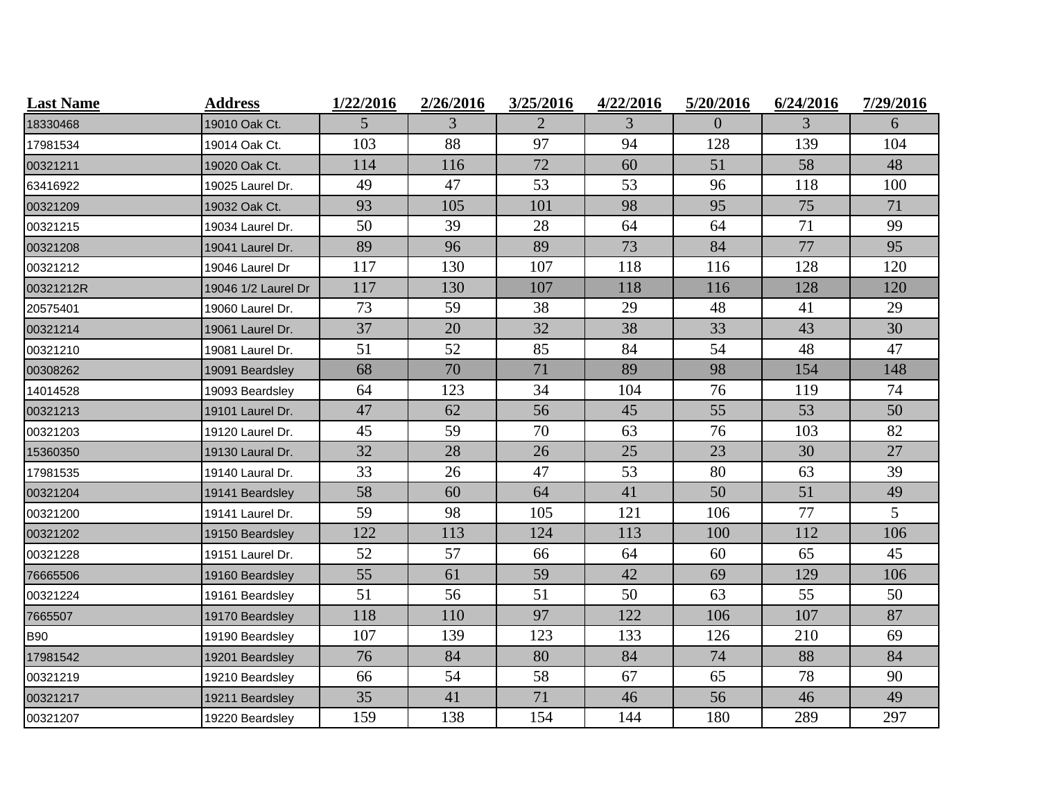| Last Name | Address | 1/22/2016 | 2/26/2016 | 3/25/2016 | 4/22/2016 | 5/20/2016 | 6/24/2016 | 7/29/2016 |
|---|---|---|---|---|---|---|---|---|
| 18330468 | 19010 Oak Ct. | 5 | 3 | 2 | 3 | 0 | 3 | 6 |
| 17981534 | 19014 Oak Ct. | 103 | 88 | 97 | 94 | 128 | 139 | 104 |
| 00321211 | 19020 Oak Ct. | 114 | 116 | 72 | 60 | 51 | 58 | 48 |
| 63416922 | 19025 Laurel Dr. | 49 | 47 | 53 | 53 | 96 | 118 | 100 |
| 00321209 | 19032 Oak Ct. | 93 | 105 | 101 | 98 | 95 | 75 | 71 |
| 00321215 | 19034 Laurel Dr. | 50 | 39 | 28 | 64 | 64 | 71 | 99 |
| 00321208 | 19041 Laurel Dr. | 89 | 96 | 89 | 73 | 84 | 77 | 95 |
| 00321212 | 19046 Laurel Dr | 117 | 130 | 107 | 118 | 116 | 128 | 120 |
| 00321212R | 19046 1/2 Laurel Dr | 117 | 130 | 107 | 118 | 116 | 128 | 120 |
| 20575401 | 19060 Laurel Dr. | 73 | 59 | 38 | 29 | 48 | 41 | 29 |
| 00321214 | 19061 Laurel Dr. | 37 | 20 | 32 | 38 | 33 | 43 | 30 |
| 00321210 | 19081 Laurel Dr. | 51 | 52 | 85 | 84 | 54 | 48 | 47 |
| 00308262 | 19091 Beardsley | 68 | 70 | 71 | 89 | 98 | 154 | 148 |
| 14014528 | 19093 Beardsley | 64 | 123 | 34 | 104 | 76 | 119 | 74 |
| 00321213 | 19101 Laurel Dr. | 47 | 62 | 56 | 45 | 55 | 53 | 50 |
| 00321203 | 19120 Laurel Dr. | 45 | 59 | 70 | 63 | 76 | 103 | 82 |
| 15360350 | 19130 Laural Dr. | 32 | 28 | 26 | 25 | 23 | 30 | 27 |
| 17981535 | 19140 Laural Dr. | 33 | 26 | 47 | 53 | 80 | 63 | 39 |
| 00321204 | 19141 Beardsley | 58 | 60 | 64 | 41 | 50 | 51 | 49 |
| 00321200 | 19141 Laurel Dr. | 59 | 98 | 105 | 121 | 106 | 77 | 5 |
| 00321202 | 19150 Beardsley | 122 | 113 | 124 | 113 | 100 | 112 | 106 |
| 00321228 | 19151 Laurel Dr. | 52 | 57 | 66 | 64 | 60 | 65 | 45 |
| 76665506 | 19160 Beardsley | 55 | 61 | 59 | 42 | 69 | 129 | 106 |
| 00321224 | 19161 Beardsley | 51 | 56 | 51 | 50 | 63 | 55 | 50 |
| 7665507 | 19170 Beardsley | 118 | 110 | 97 | 122 | 106 | 107 | 87 |
| B90 | 19190 Beardsley | 107 | 139 | 123 | 133 | 126 | 210 | 69 |
| 17981542 | 19201 Beardsley | 76 | 84 | 80 | 84 | 74 | 88 | 84 |
| 00321219 | 19210 Beardsley | 66 | 54 | 58 | 67 | 65 | 78 | 90 |
| 00321217 | 19211 Beardsley | 35 | 41 | 71 | 46 | 56 | 46 | 49 |
| 00321207 | 19220 Beardsley | 159 | 138 | 154 | 144 | 180 | 289 | 297 |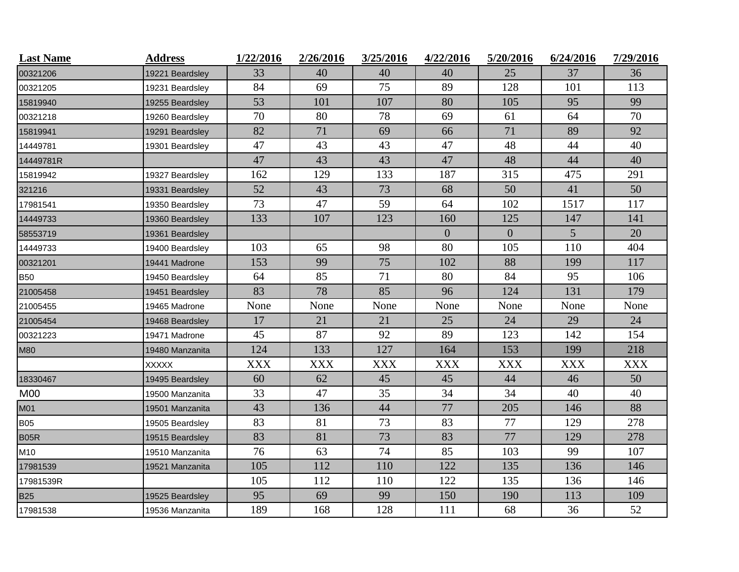| Last Name | Address | 1/22/2016 | 2/26/2016 | 3/25/2016 | 4/22/2016 | 5/20/2016 | 6/24/2016 | 7/29/2016 |
|---|---|---|---|---|---|---|---|---|
| 00321206 | 19221 Beardsley | 33 | 40 | 40 | 40 | 25 | 37 | 36 |
| 00321205 | 19231 Beardsley | 84 | 69 | 75 | 89 | 128 | 101 | 113 |
| 15819940 | 19255 Beardsley | 53 | 101 | 107 | 80 | 105 | 95 | 99 |
| 00321218 | 19260 Beardsley | 70 | 80 | 78 | 69 | 61 | 64 | 70 |
| 15819941 | 19291 Beardsley | 82 | 71 | 69 | 66 | 71 | 89 | 92 |
| 14449781 | 19301 Beardsley | 47 | 43 | 43 | 47 | 48 | 44 | 40 |
| 14449781R | | 47 | 43 | 43 | 47 | 48 | 44 | 40 |
| 15819942 | 19327 Beardsley | 162 | 129 | 133 | 187 | 315 | 475 | 291 |
| 321216 | 19331 Beardsley | 52 | 43 | 73 | 68 | 50 | 41 | 50 |
| 17981541 | 19350 Beardsley | 73 | 47 | 59 | 64 | 102 | 1517 | 117 |
| 14449733 | 19360 Beardsley | 133 | 107 | 123 | 160 | 125 | 147 | 141 |
| 58553719 | 19361 Beardsley | | | | 0 | 0 | 5 | 20 |
| 14449733 | 19400 Beardsley | 103 | 65 | 98 | 80 | 105 | 110 | 404 |
| 00321201 | 19441 Madrone | 153 | 99 | 75 | 102 | 88 | 199 | 117 |
| B50 | 19450 Beardsley | 64 | 85 | 71 | 80 | 84 | 95 | 106 |
| 21005458 | 19451 Beardsley | 83 | 78 | 85 | 96 | 124 | 131 | 179 |
| 21005455 | 19465 Madrone | None | None | None | None | None | None | None |
| 21005454 | 19468 Beardsley | 17 | 21 | 21 | 25 | 24 | 29 | 24 |
| 00321223 | 19471 Madrone | 45 | 87 | 92 | 89 | 123 | 142 | 154 |
| M80 | 19480 Manzanita | 124 | 133 | 127 | 164 | 153 | 199 | 218 |
| | XXXXX | XXX | XXX | XXX | XXX | XXX | XXX | XXX |
| 18330467 | 19495 Beardsley | 60 | 62 | 45 | 45 | 44 | 46 | 50 |
| M00 | 19500 Manzanita | 33 | 47 | 35 | 34 | 34 | 40 | 40 |
| M01 | 19501 Manzanita | 43 | 136 | 44 | 77 | 205 | 146 | 88 |
| B05 | 19505 Beardsley | 83 | 81 | 73 | 83 | 77 | 129 | 278 |
| B05R | 19515 Beardsley | 83 | 81 | 73 | 83 | 77 | 129 | 278 |
| M10 | 19510 Manzanita | 76 | 63 | 74 | 85 | 103 | 99 | 107 |
| 17981539 | 19521 Manzanita | 105 | 112 | 110 | 122 | 135 | 136 | 146 |
| 17981539R | | 105 | 112 | 110 | 122 | 135 | 136 | 146 |
| B25 | 19525 Beardsley | 95 | 69 | 99 | 150 | 190 | 113 | 109 |
| 17981538 | 19536 Manzanita | 189 | 168 | 128 | 111 | 68 | 36 | 52 |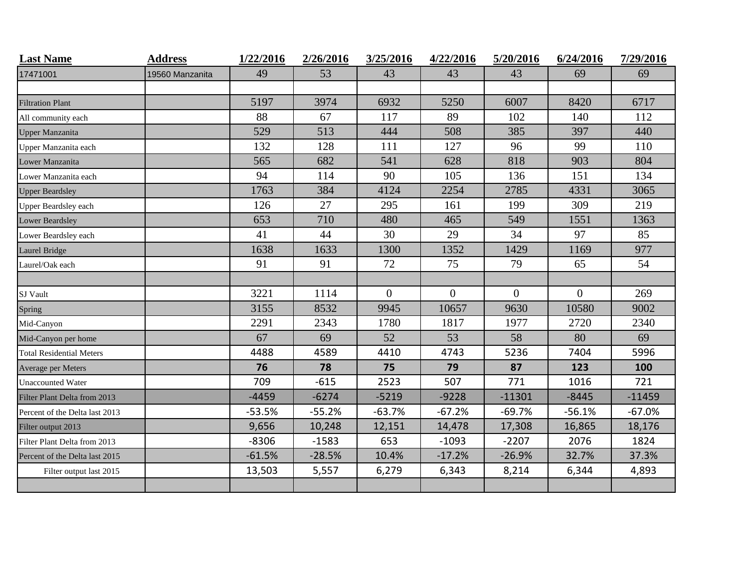| Last Name | Address | 1/22/2016 | 2/26/2016 | 3/25/2016 | 4/22/2016 | 5/20/2016 | 6/24/2016 | 7/29/2016 |
|---|---|---|---|---|---|---|---|---|
| 17471001 | 19560 Manzanita | 49 | 53 | 43 | 43 | 43 | 69 | 69 |
| | | | | | | | | |
| Filtration Plant | | 5197 | 3974 | 6932 | 5250 | 6007 | 8420 | 6717 |
| All community each | | 88 | 67 | 117 | 89 | 102 | 140 | 112 |
| Upper Manzanita | | 529 | 513 | 444 | 508 | 385 | 397 | 440 |
| Upper Manzanita each | | 132 | 128 | 111 | 127 | 96 | 99 | 110 |
| Lower Manzanita | | 565 | 682 | 541 | 628 | 818 | 903 | 804 |
| Lower Manzanita each | | 94 | 114 | 90 | 105 | 136 | 151 | 134 |
| Upper Beardsley | | 1763 | 384 | 4124 | 2254 | 2785 | 4331 | 3065 |
| Upper Beardsley each | | 126 | 27 | 295 | 161 | 199 | 309 | 219 |
| Lower Beardsley | | 653 | 710 | 480 | 465 | 549 | 1551 | 1363 |
| Lower Beardsley each | | 41 | 44 | 30 | 29 | 34 | 97 | 85 |
| Laurel Bridge | | 1638 | 1633 | 1300 | 1352 | 1429 | 1169 | 977 |
| Laurel/Oak each | | 91 | 91 | 72 | 75 | 79 | 65 | 54 |
| | | | | | | | | |
| SJ Vault | | 3221 | 1114 | 0 | 0 | 0 | 0 | 269 |
| Spring | | 3155 | 8532 | 9945 | 10657 | 9630 | 10580 | 9002 |
| Mid-Canyon | | 2291 | 2343 | 1780 | 1817 | 1977 | 2720 | 2340 |
| Mid-Canyon per home | | 67 | 69 | 52 | 53 | 58 | 80 | 69 |
| Total Residential Meters | | 4488 | 4589 | 4410 | 4743 | 5236 | 7404 | 5996 |
| Average per Meters | | **76** | **78** | **75** | **79** | **87** | **123** | **100** |
| Unaccounted Water | | 709 | -615 | 2523 | 507 | 771 | 1016 | 721 |
| Filter Plant Delta from 2013 | | -4459 | -6274 | -5219 | -9228 | -11301 | -8445 | -11459 |
| Percent of the Delta last 2013 | | -53.5% | -55.2% | -63.7% | -67.2% | -69.7% | -56.1% | -67.0% |
| Filter output 2013 | | 9,656 | 10,248 | 12,151 | 14,478 | 17,308 | 16,865 | 18,176 |
| Filter Plant Delta from 2013 | | -8306 | -1583 | 653 | -1093 | -2207 | 2076 | 1824 |
| Percent of the Delta last 2015 | | -61.5% | -28.5% | 10.4% | -17.2% | -26.9% | 32.7% | 37.3% |
| Filter output last 2015 | | 13,503 | 5,557 | 6,279 | 6,343 | 8,214 | 6,344 | 4,893 |
| | | | | | | | | |